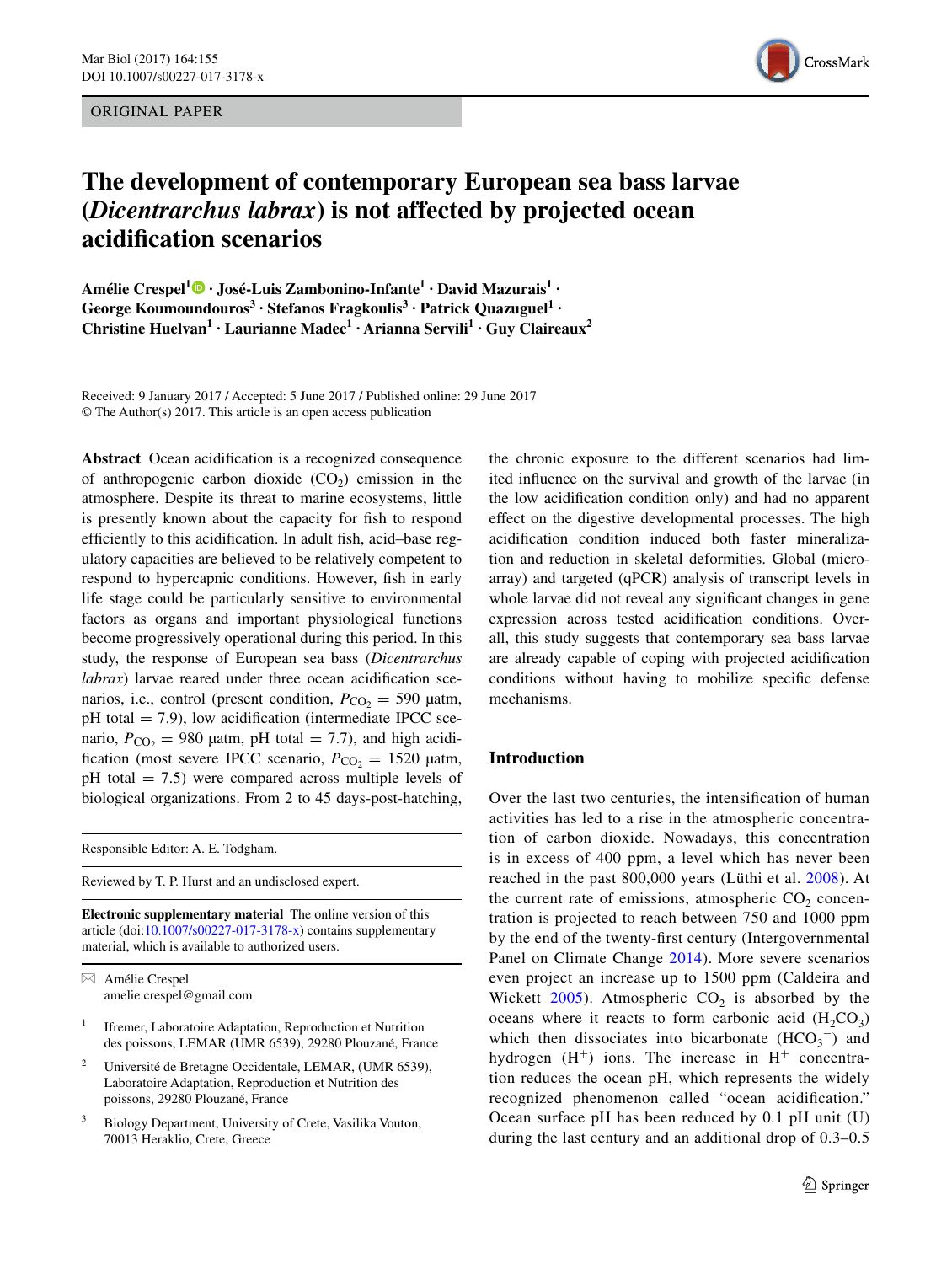ORIGINAL PAPER

# The development of contemporary European sea bass larvae (*Dicentrarchus labrax*) is not affected by projected ocean acidification scenarios

**Amélie Crespel[1] · José-Luis Zambonino-Infante[1] · David Mazurais[1] · George Koumoundouros[3] · Stefanos Fragkoulis[3] · Patrick Quazuguel[1] · Christine Huelvan[1] · Laurianne Madec[1] · Arianna Servili[1] · Guy Claireaux[2]**

Received: 9 January 2017 / Accepted: 5 June 2017 / Published online: 29 June 2017
© The Author(s) 2017. This article is an open access publication

**Abstract** Ocean acidification is a recognized consequence of anthropogenic carbon dioxide ($CO_2$) emission in the atmosphere. Despite its threat to marine ecosystems, little is presently known about the capacity for fish to respond efficiently to this acidification. In adult fish, acid–base regulatory capacities are believed to be relatively competent to respond to hypercapnic conditions. However, fish in early life stage could be particularly sensitive to environmental factors as organs and important physiological functions become progressively operational during this period. In this study, the response of European sea bass (*Dicentrarchus labrax*) larvae reared under three ocean acidification scenarios, i.e., control (present condition, $P_{CO_2} = 590$ µatm, pH total = 7.9), low acidification (intermediate IPCC scenario, $P_{CO_2} = 980$ µatm, pH total = 7.7), and high acidification (most severe IPCC scenario, $P_{CO_2} = 1520$ µatm, pH total = 7.5) were compared across multiple levels of biological organizations. From 2 to 45 days-post-hatching, the chronic exposure to the different scenarios had limited influence on the survival and growth of the larvae (in the low acidification condition only) and had no apparent effect on the digestive developmental processes. The high acidification condition induced both faster mineralization and reduction in skeletal deformities. Global (microarray) and targeted (qPCR) analysis of transcript levels in whole larvae did not reveal any significant changes in gene expression across tested acidification conditions. Overall, this study suggests that contemporary sea bass larvae are already capable of coping with projected acidification conditions without having to mobilize specific defense mechanisms.

Responsible Editor: A. E. Todgham.

Reviewed by T. P. Hurst and an undisclosed expert.

**Electronic supplementary material** The online version of this article (doi:10.1007/s00227-017-3178-x) contains supplementary material, which is available to authorized users.

✉ Amélie Crespel
amelie.crespel@gmail.com

1 Ifremer, Laboratoire Adaptation, Reproduction et Nutrition des poissons, LEMAR (UMR 6539), 29280 Plouzané, France

2 Université de Bretagne Occidentale, LEMAR, (UMR 6539), Laboratoire Adaptation, Reproduction et Nutrition des poissons, 29280 Plouzané, France

3 Biology Department, University of Crete, Vasilika Vouton, 70013 Heraklio, Crete, Greece

## Introduction

Over the last two centuries, the intensification of human activities has led to a rise in the atmospheric concentration of carbon dioxide. Nowadays, this concentration is in excess of 400 ppm, a level which has never been reached in the past 800,000 years (Lüthi et al. 2008). At the current rate of emissions, atmospheric $CO_2$ concentration is projected to reach between 750 and 1000 ppm by the end of the twenty-first century (Intergovernmental Panel on Climate Change 2014). More severe scenarios even project an increase up to 1500 ppm (Caldeira and Wickett 2005). Atmospheric $CO_2$ is absorbed by the oceans where it reacts to form carbonic acid ($H_2CO_3$) which then dissociates into bicarbonate ($HCO_3^-$) and hydrogen ($H^+$) ions. The increase in $H^+$ concentration reduces the ocean pH, which represents the widely recognized phenomenon called "ocean acidification." Ocean surface pH has been reduced by 0.1 pH unit (U) during the last century and an additional drop of 0.3–0.5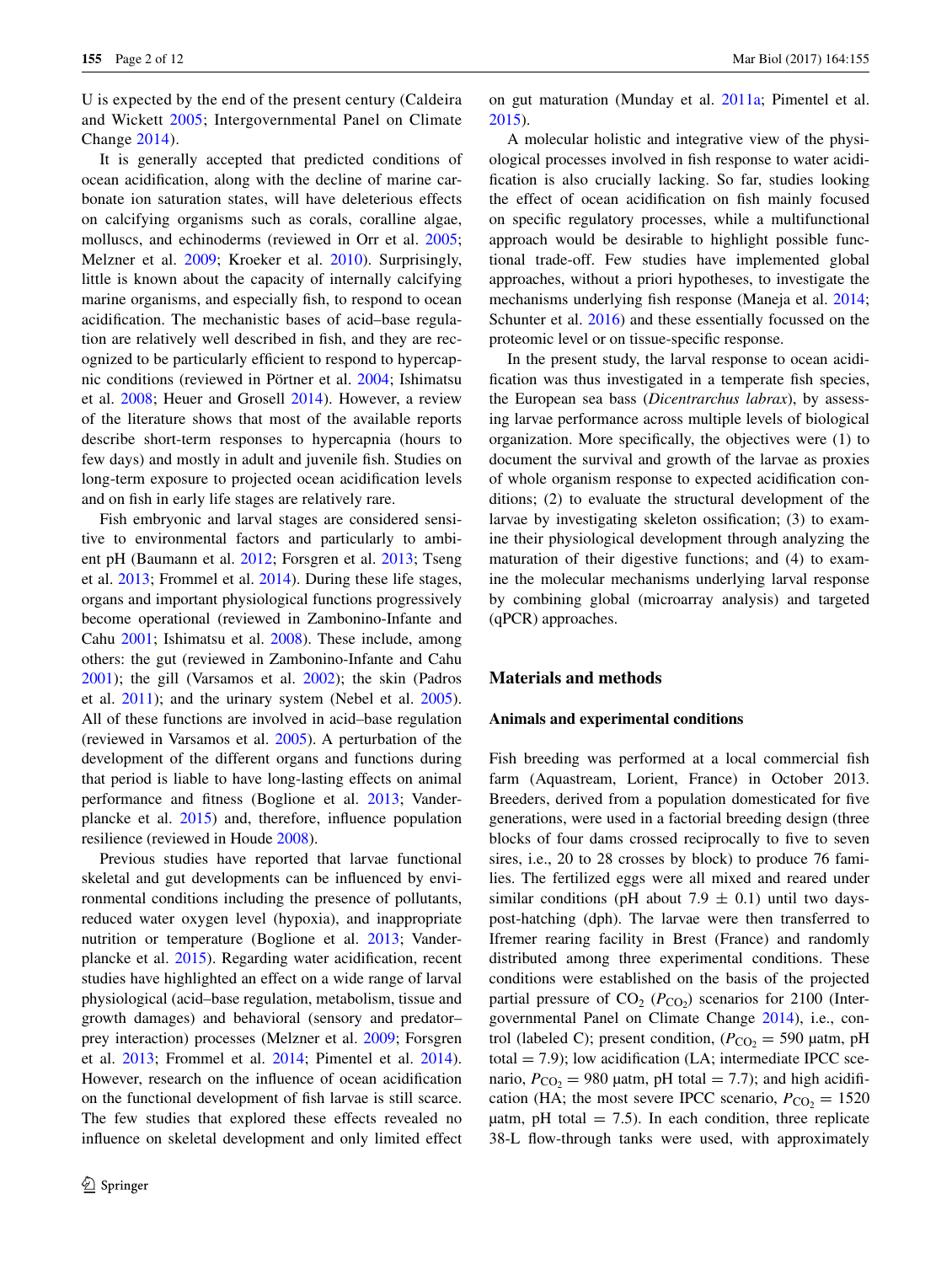U is expected by the end of the present century (Caldeira and Wickett 2005; Intergovernmental Panel on Climate Change 2014).

It is generally accepted that predicted conditions of ocean acidification, along with the decline of marine carbonate ion saturation states, will have deleterious effects on calcifying organisms such as corals, coralline algae, molluscs, and echinoderms (reviewed in Orr et al. 2005; Melzner et al. 2009; Kroeker et al. 2010). Surprisingly, little is known about the capacity of internally calcifying marine organisms, and especially fish, to respond to ocean acidification. The mechanistic bases of acid–base regulation are relatively well described in fish, and they are recognized to be particularly efficient to respond to hypercapnic conditions (reviewed in Pörtner et al. 2004; Ishimatsu et al. 2008; Heuer and Grosell 2014). However, a review of the literature shows that most of the available reports describe short-term responses to hypercapnia (hours to few days) and mostly in adult and juvenile fish. Studies on long-term exposure to projected ocean acidification levels and on fish in early life stages are relatively rare.

Fish embryonic and larval stages are considered sensitive to environmental factors and particularly to ambient pH (Baumann et al. 2012; Forsgren et al. 2013; Tseng et al. 2013; Frommel et al. 2014). During these life stages, organs and important physiological functions progressively become operational (reviewed in Zambonino-Infante and Cahu 2001; Ishimatsu et al. 2008). These include, among others: the gut (reviewed in Zambonino-Infante and Cahu 2001); the gill (Varsamos et al. 2002); the skin (Padros et al. 2011); and the urinary system (Nebel et al. 2005). All of these functions are involved in acid–base regulation (reviewed in Varsamos et al. 2005). A perturbation of the development of the different organs and functions during that period is liable to have long-lasting effects on animal performance and fitness (Boglione et al. 2013; Vanderplancke et al. 2015) and, therefore, influence population resilience (reviewed in Houde 2008).

Previous studies have reported that larvae functional skeletal and gut developments can be influenced by environmental conditions including the presence of pollutants, reduced water oxygen level (hypoxia), and inappropriate nutrition or temperature (Boglione et al. 2013; Vanderplancke et al. 2015). Regarding water acidification, recent studies have highlighted an effect on a wide range of larval physiological (acid–base regulation, metabolism, tissue and growth damages) and behavioral (sensory and predator–prey interaction) processes (Melzner et al. 2009; Forsgren et al. 2013; Frommel et al. 2014; Pimentel et al. 2014). However, research on the influence of ocean acidification on the functional development of fish larvae is still scarce. The few studies that explored these effects revealed no influence on skeletal development and only limited effect on gut maturation (Munday et al. 2011a; Pimentel et al. 2015).

A molecular holistic and integrative view of the physiological processes involved in fish response to water acidification is also crucially lacking. So far, studies looking the effect of ocean acidification on fish mainly focused on specific regulatory processes, while a multifunctional approach would be desirable to highlight possible functional trade-off. Few studies have implemented global approaches, without a priori hypotheses, to investigate the mechanisms underlying fish response (Maneja et al. 2014; Schunter et al. 2016) and these essentially focussed on the proteomic level or on tissue-specific response.

In the present study, the larval response to ocean acidification was thus investigated in a temperate fish species, the European sea bass (*Dicentrarchus labrax*), by assessing larvae performance across multiple levels of biological organization. More specifically, the objectives were (1) to document the survival and growth of the larvae as proxies of whole organism response to expected acidification conditions; (2) to evaluate the structural development of the larvae by investigating skeleton ossification; (3) to examine their physiological development through analyzing the maturation of their digestive functions; and (4) to examine the molecular mechanisms underlying larval response by combining global (microarray analysis) and targeted (qPCR) approaches.

## Materials and methods

### Animals and experimental conditions

Fish breeding was performed at a local commercial fish farm (Aquastream, Lorient, France) in October 2013. Breeders, derived from a population domesticated for five generations, were used in a factorial breeding design (three blocks of four dams crossed reciprocally to five to seven sires, i.e., 20 to 28 crosses by block) to produce 76 families. The fertilized eggs were all mixed and reared under similar conditions (pH about 7.9 ± 0.1) until two days-post-hatching (dph). The larvae were then transferred to Ifremer rearing facility in Brest (France) and randomly distributed among three experimental conditions. These conditions were established on the basis of the projected partial pressure of $CO_2$ ($P_{CO_2}$) scenarios for 2100 (Intergovernmental Panel on Climate Change 2014), i.e., control (labeled C); present condition, ($P_{CO_2}$ = 590 µatm, pH total = 7.9); low acidification (LA; intermediate IPCC scenario, $P_{CO_2}$ = 980 µatm, pH total = 7.7); and high acidification (HA; the most severe IPCC scenario, $P_{CO_2}$ = 1520 µatm, pH total = 7.5). In each condition, three replicate 38-L flow-through tanks were used, with approximately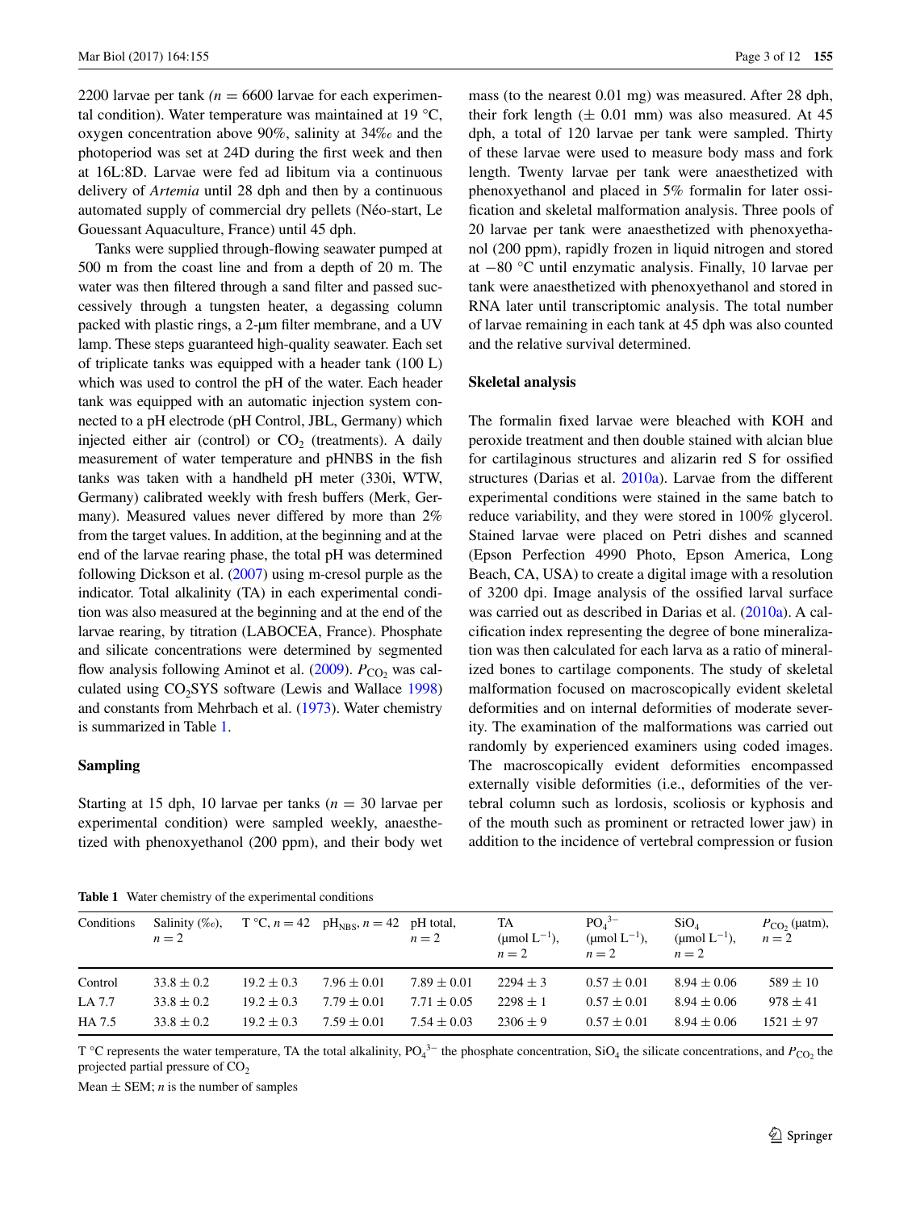2200 larvae per tank (*n* = 6600 larvae for each experimental condition). Water temperature was maintained at 19 °C, oxygen concentration above 90%, salinity at 34‰ and the photoperiod was set at 24D during the first week and then at 16L:8D. Larvae were fed ad libitum via a continuous delivery of *Artemia* until 28 dph and then by a continuous automated supply of commercial dry pellets (Néo-start, Le Gouessant Aquaculture, France) until 45 dph.

Tanks were supplied through-flowing seawater pumped at 500 m from the coast line and from a depth of 20 m. The water was then filtered through a sand filter and passed successively through a tungsten heater, a degassing column packed with plastic rings, a 2-µm filter membrane, and a UV lamp. These steps guaranteed high-quality seawater. Each set of triplicate tanks was equipped with a header tank (100 L) which was used to control the pH of the water. Each header tank was equipped with an automatic injection system connected to a pH electrode (pH Control, JBL, Germany) which injected either air (control) or $CO_2$ (treatments). A daily measurement of water temperature and pHNBS in the fish tanks was taken with a handheld pH meter (330i, WTW, Germany) calibrated weekly with fresh buffers (Merk, Germany). Measured values never differed by more than 2% from the target values. In addition, at the beginning and at the end of the larvae rearing phase, the total pH was determined following Dickson et al. (2007) using m-cresol purple as the indicator. Total alkalinity (TA) in each experimental condition was also measured at the beginning and at the end of the larvae rearing, by titration (LABOCEA, France). Phosphate and silicate concentrations were determined by segmented flow analysis following Aminot et al. (2009). $P_{CO_2}$ was calculated using $CO_2$SYS software (Lewis and Wallace 1998) and constants from Mehrbach et al. (1973). Water chemistry is summarized in Table 1.

### Sampling

Starting at 15 dph, 10 larvae per tanks (*n* = 30 larvae per experimental condition) were sampled weekly, anaesthetized with phenoxyethanol (200 ppm), and their body wet mass (to the nearest 0.01 mg) was measured. After 28 dph, their fork length (± 0.01 mm) was also measured. At 45 dph, a total of 120 larvae per tank were sampled. Thirty of these larvae were used to measure body mass and fork length. Twenty larvae per tank were anaesthetized with phenoxyethanol and placed in 5% formalin for later ossification and skeletal malformation analysis. Three pools of 20 larvae per tank were anaesthetized with phenoxyethanol (200 ppm), rapidly frozen in liquid nitrogen and stored at −80 °C until enzymatic analysis. Finally, 10 larvae per tank were anaesthetized with phenoxyethanol and stored in RNA later until transcriptomic analysis. The total number of larvae remaining in each tank at 45 dph was also counted and the relative survival determined.

### Skeletal analysis

The formalin fixed larvae were bleached with KOH and peroxide treatment and then double stained with alcian blue for cartilaginous structures and alizarin red S for ossified structures (Darias et al. 2010a). Larvae from the different experimental conditions were stained in the same batch to reduce variability, and they were stored in 100% glycerol. Stained larvae were placed on Petri dishes and scanned (Epson Perfection 4990 Photo, Epson America, Long Beach, CA, USA) to create a digital image with a resolution of 3200 dpi. Image analysis of the ossified larval surface was carried out as described in Darias et al. (2010a). A calcification index representing the degree of bone mineralization was then calculated for each larva as a ratio of mineralized bones to cartilage components. The study of skeletal malformation focused on macroscopically evident skeletal deformities and on internal deformities of moderate severity. The examination of the malformations was carried out randomly by experienced examiners using coded images. The macroscopically evident deformities encompassed externally visible deformities (i.e., deformities of the vertebral column such as lordosis, scoliosis or kyphosis and of the mouth such as prominent or retracted lower jaw) in addition to the incidence of vertebral compression or fusion

**Table 1** Water chemistry of the experimental conditions

| Conditions | Salinity (‰), *n* = 2 | T °C, *n* = 42 | $pH_{NBS}$, *n* = 42 | pH total, *n* = 2 | TA (µmol $L^{-1}$), *n* = 2 | $PO_4^{3-}$ (µmol $L^{-1}$), *n* = 2 | $SiO_4$ (µmol $L^{-1}$), *n* = 2 | $P_{CO_2}$ (µatm), *n* = 2 |
|---|---|---|---|---|---|---|---|---|
| Control | 33.8 ± 0.2 | 19.2 ± 0.3 | 7.96 ± 0.01 | 7.89 ± 0.01 | 2294 ± 3 | 0.57 ± 0.01 | 8.94 ± 0.06 | 589 ± 10 |
| LA 7.7 | 33.8 ± 0.2 | 19.2 ± 0.3 | 7.79 ± 0.01 | 7.71 ± 0.05 | 2298 ± 1 | 0.57 ± 0.01 | 8.94 ± 0.06 | 978 ± 41 |
| HA 7.5 | 33.8 ± 0.2 | 19.2 ± 0.3 | 7.59 ± 0.01 | 7.54 ± 0.03 | 2306 ± 9 | 0.57 ± 0.01 | 8.94 ± 0.06 | 1521 ± 97 |

T °C represents the water temperature, TA the total alkalinity, $PO_4^{3-}$ the phosphate concentration, $SiO_4$ the silicate concentrations, and $P_{CO_2}$ the projected partial pressure of $CO_2$

Mean ± SEM; *n* is the number of samples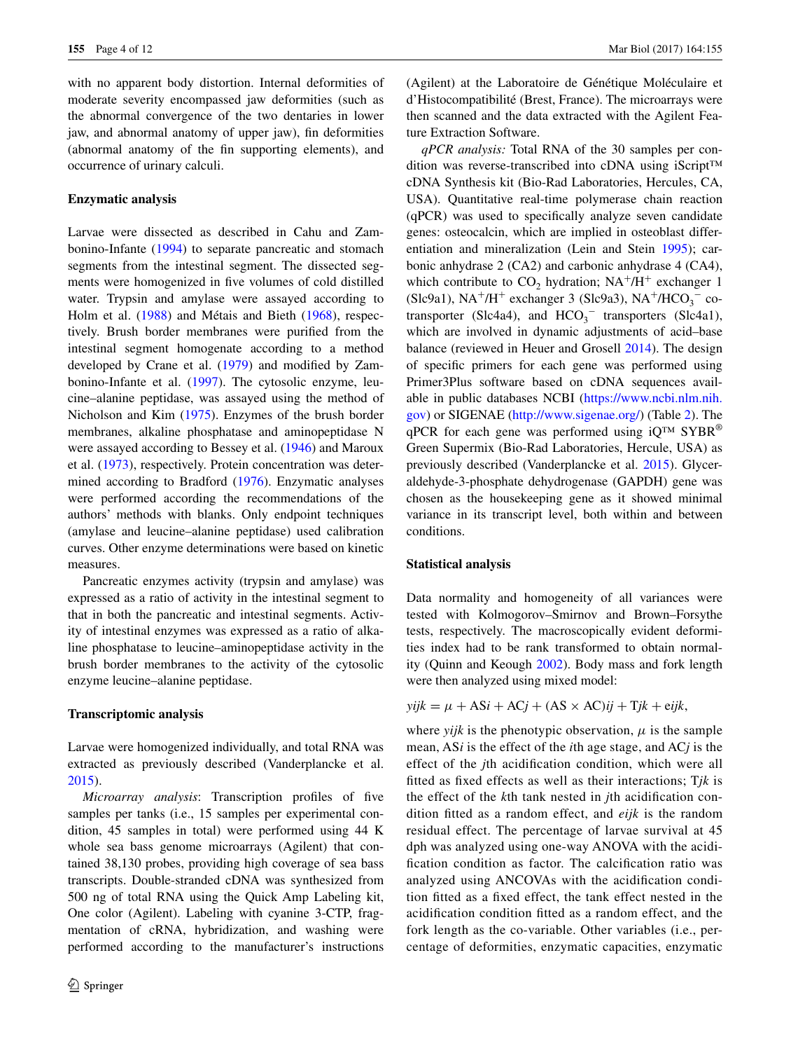with no apparent body distortion. Internal deformities of moderate severity encompassed jaw deformities (such as the abnormal convergence of the two dentaries in lower jaw, and abnormal anatomy of upper jaw), fin deformities (abnormal anatomy of the fin supporting elements), and occurrence of urinary calculi.

### Enzymatic analysis

Larvae were dissected as described in Cahu and Zambonino-Infante (1994) to separate pancreatic and stomach segments from the intestinal segment. The dissected segments were homogenized in five volumes of cold distilled water. Trypsin and amylase were assayed according to Holm et al. (1988) and Métais and Bieth (1968), respectively. Brush border membranes were purified from the intestinal segment homogenate according to a method developed by Crane et al. (1979) and modified by Zambonino-Infante et al. (1997). The cytosolic enzyme, leucine–alanine peptidase, was assayed using the method of Nicholson and Kim (1975). Enzymes of the brush border membranes, alkaline phosphatase and aminopeptidase N were assayed according to Bessey et al. (1946) and Maroux et al. (1973), respectively. Protein concentration was determined according to Bradford (1976). Enzymatic analyses were performed according the recommendations of the authors' methods with blanks. Only endpoint techniques (amylase and leucine–alanine peptidase) used calibration curves. Other enzyme determinations were based on kinetic measures.

Pancreatic enzymes activity (trypsin and amylase) was expressed as a ratio of activity in the intestinal segment to that in both the pancreatic and intestinal segments. Activity of intestinal enzymes was expressed as a ratio of alkaline phosphatase to leucine–aminopeptidase activity in the brush border membranes to the activity of the cytosolic enzyme leucine–alanine peptidase.

### Transcriptomic analysis

Larvae were homogenized individually, and total RNA was extracted as previously described (Vanderplancke et al. 2015).

*Microarray analysis*: Transcription profiles of five samples per tanks (i.e., 15 samples per experimental condition, 45 samples in total) were performed using 44 K whole sea bass genome microarrays (Agilent) that contained 38,130 probes, providing high coverage of sea bass transcripts. Double-stranded cDNA was synthesized from 500 ng of total RNA using the Quick Amp Labeling kit, One color (Agilent). Labeling with cyanine 3-CTP, fragmentation of cRNA, hybridization, and washing were performed according to the manufacturer's instructions (Agilent) at the Laboratoire de Génétique Moléculaire et d'Histocompatibilité (Brest, France). The microarrays were then scanned and the data extracted with the Agilent Feature Extraction Software.

*qPCR analysis:* Total RNA of the 30 samples per condition was reverse-transcribed into cDNA using iScript™ cDNA Synthesis kit (Bio-Rad Laboratories, Hercules, CA, USA). Quantitative real-time polymerase chain reaction (qPCR) was used to specifically analyze seven candidate genes: osteocalcin, which are implied in osteoblast differentiation and mineralization (Lein and Stein 1995); carbonic anhydrase 2 (CA2) and carbonic anhydrase 4 (CA4), which contribute to $CO_2$ hydration; $NA^+/H^+$ exchanger 1 (Slc9a1), $NA^+/H^+$ exchanger 3 (Slc9a3), $NA^+/HCO_3^-$ cotransporter (Slc4a4), and $HCO_3^-$ transporters (Slc4a1), which are involved in dynamic adjustments of acid–base balance (reviewed in Heuer and Grosell 2014). The design of specific primers for each gene was performed using Primer3Plus software based on cDNA sequences available in public databases NCBI (https://www.ncbi.nlm.nih.gov) or SIGENAE (http://www.sigenae.org/) (Table 2). The qPCR for each gene was performed using iQ™ SYBR® Green Supermix (Bio-Rad Laboratories, Hercule, USA) as previously described (Vanderplancke et al. 2015). Glyceraldehyde-3-phosphate dehydrogenase (GAPDH) gene was chosen as the housekeeping gene as it showed minimal variance in its transcript level, both within and between conditions.

### Statistical analysis

Data normality and homogeneity of all variances were tested with Kolmogorov–Smirnov and Brown–Forsythe tests, respectively. The macroscopically evident deformities index had to be rank transformed to obtain normality (Quinn and Keough 2002). Body mass and fork length were then analyzed using mixed model:

$$yijk = \mu + \mathrm{AS}i + \mathrm{AC}j + (\mathrm{AS} \times \mathrm{AC})ij + \mathrm{T}jk + eijk,$$

where $yijk$ is the phenotypic observation, $\mu$ is the sample mean, AS$i$ is the effect of the $i$th age stage, and AC$j$ is the effect of the $j$th acidification condition, which were all fitted as fixed effects as well as their interactions; T$jk$ is the effect of the $k$th tank nested in $j$th acidification condition fitted as a random effect, and $eijk$ is the random residual effect. The percentage of larvae survival at 45 dph was analyzed using one-way ANOVA with the acidification condition as factor. The calcification ratio was analyzed using ANCOVAs with the acidification condition fitted as a fixed effect, the tank effect nested in the acidification condition fitted as a random effect, and the fork length as the co-variable. Other variables (i.e., percentage of deformities, enzymatic capacities, enzymatic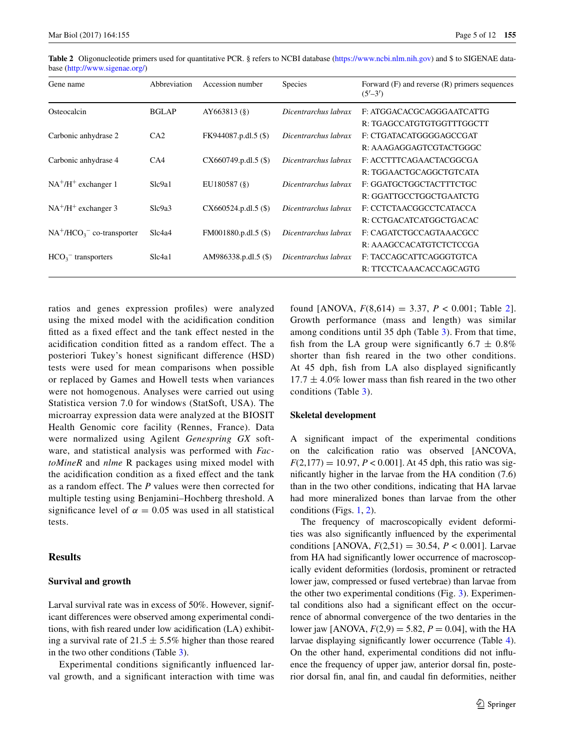**Table 2** Oligonucleotide primers used for quantitative PCR. § refers to NCBI database (https://www.ncbi.nlm.nih.gov) and $ to SIGENAE database (http://www.sigenae.org/)

| Gene name | Abbreviation | Accession number | Species | Forward (F) and reverse (R) primers sequences (5′–3′) |
|---|---|---|---|---|
| Osteocalcin | BGLAP | AY663813 (§) | *Dicentrarchus labrax* | F: ATGGACACGCAGGGAATCATTG |
| | | | | R: TGAGCCATGTGTGGTTTGGCTT |
| Carbonic anhydrase 2 | CA2 | FK944087.p.dl.5 ($) | *Dicentrarchus labrax* | F: CTGATACATGGGGAGCCGAT |
| | | | | R: AAAGAGGAGTCGTACTGGGC |
| Carbonic anhydrase 4 | CA4 | CX660749.p.dl.5 ($) | *Dicentrarchus labrax* | F: ACCTTTCAGAACTACGGCGA |
| | | | | R: TGGAACTGCAGGCTGTCATA |
| $NA^+/H^+$ exchanger 1 | Slc9a1 | EU180587 (§) | *Dicentrarchus labrax* | F: GGATGCTGGCTACTTTCTGC |
| | | | | R: GGATTGCCTGGCTGAATCTG |
| $NA^+/H^+$ exchanger 3 | Slc9a3 | CX660524.p.dl.5 ($) | *Dicentrarchus labrax* | F: CCTCTAACGGCCTCATACCA |
| | | | | R: CCTGACATCATGGCTGACAC |
| $NA^+/HCO_3^-$ co-transporter | Slc4a4 | FM001880.p.dl.5 ($) | *Dicentrarchus labrax* | F: CAGATCTGCCAGTAAACGCC |
| | | | | R: AAAGCCACATGTCTCTCCGA |
| $HCO_3^-$ transporters | Slc4a1 | AM986338.p.dl.5 ($) | *Dicentrarchus labrax* | F: TACCAGCATTCAGGGTGTCA |
| | | | | R: TTCCTCAAACACCAGCAGTG |

ratios and genes expression profiles) were analyzed using the mixed model with the acidification condition fitted as a fixed effect and the tank effect nested in the acidification condition fitted as a random effect. The a posteriori Tukey's honest significant difference (HSD) tests were used for mean comparisons when possible or replaced by Games and Howell tests when variances were not homogenous. Analyses were carried out using Statistica version 7.0 for windows (StatSoft, USA). The microarray expression data were analyzed at the BIOSIT Health Genomic core facility (Rennes, France). Data were normalized using Agilent *Genespring GX* software, and statistical analysis was performed with *FactoMineR* and *nlme* R packages using mixed model with the acidification condition as a fixed effect and the tank as a random effect. The $P$ values were then corrected for multiple testing using Benjamini–Hochberg threshold. A significance level of $\alpha = 0.05$ was used in all statistical tests.

## Results

### Survival and growth

Larval survival rate was in excess of 50%. However, significant differences were observed among experimental conditions, with fish reared under low acidification (LA) exhibiting a survival rate of $21.5 \pm 5.5\%$ higher than those reared in the two other conditions (Table 3).

Experimental conditions significantly influenced larval growth, and a significant interaction with time was found [ANOVA, $F(8,614) = 3.37$, $P < 0.001$; Table 2]. Growth performance (mass and length) was similar among conditions until 35 dph (Table 3). From that time, fish from the LA group were significantly $6.7 \pm 0.8\%$ shorter than fish reared in the two other conditions. At 45 dph, fish from LA also displayed significantly $17.7 \pm 4.0\%$ lower mass than fish reared in the two other conditions (Table 3).

### Skeletal development

A significant impact of the experimental conditions on the calcification ratio was observed [ANCOVA, $F(2,177) = 10.97$, $P < 0.001$]. At 45 dph, this ratio was significantly higher in the larvae from the HA condition (7.6) than in the two other conditions, indicating that HA larvae had more mineralized bones than larvae from the other conditions (Figs. 1, 2).

The frequency of macroscopically evident deformities was also significantly influenced by the experimental conditions [ANOVA, $F(2,51) = 30.54$, $P < 0.001$]. Larvae from HA had significantly lower occurrence of macroscopically evident deformities (lordosis, prominent or retracted lower jaw, compressed or fused vertebrae) than larvae from the other two experimental conditions (Fig. 3). Experimental conditions also had a significant effect on the occurrence of abnormal convergence of the two dentaries in the lower jaw [ANOVA, $F(2,9) = 5.82$, $P = 0.04$], with the HA larvae displaying significantly lower occurrence (Table 4). On the other hand, experimental conditions did not influence the frequency of upper jaw, anterior dorsal fin, posterior dorsal fin, anal fin, and caudal fin deformities, neither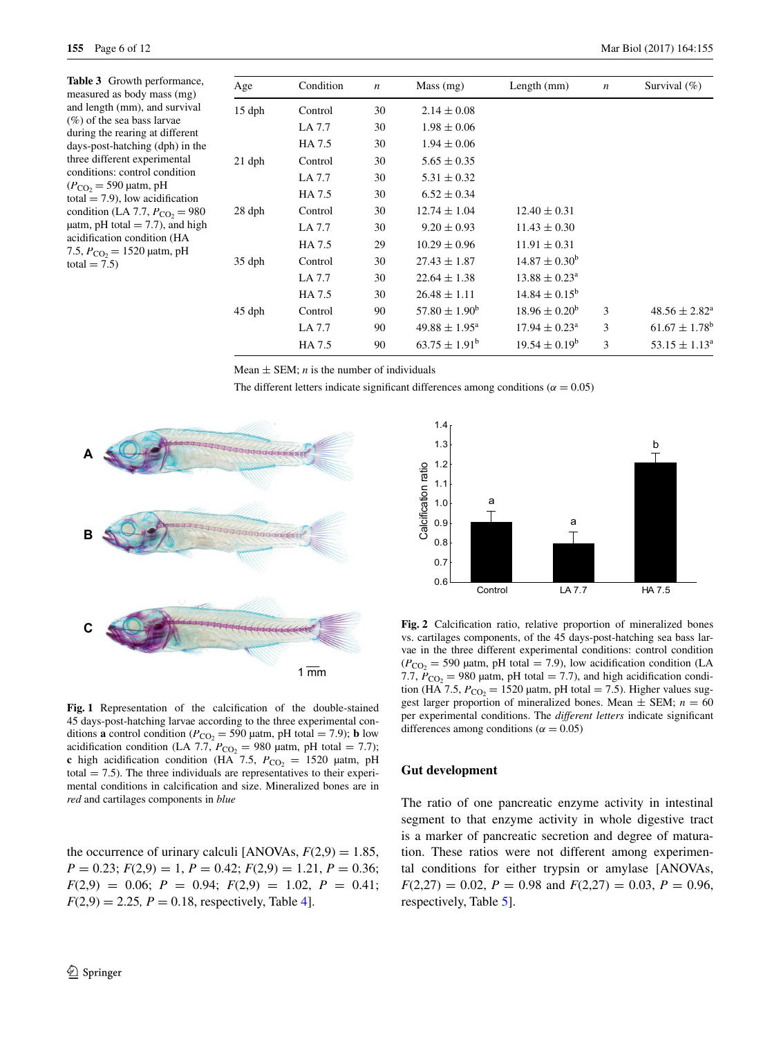**Table 3** Growth performance, measured as body mass (mg) and length (mm), and survival (%) of the sea bass larvae during the rearing at different days-post-hatching (dph) in the three different experimental conditions: control condition ($P_{CO_2}$ = 590 µatm, pH total = 7.9), low acidification condition (LA 7.7, $P_{CO_2}$ = 980 µatm, pH total = 7.7), and high acidification condition (HA 7.5, $P_{CO_2}$ = 1520 µatm, pH total = 7.5)

| Age | Condition | $n$ | Mass (mg) | Length (mm) | $n$ | Survival (%) |
|---|---|---|---|---|---|---|
| 15 dph | Control | 30 | 2.14 ± 0.08 | | | |
| | LA 7.7 | 30 | 1.98 ± 0.06 | | | |
| | HA 7.5 | 30 | 1.94 ± 0.06 | | | |
| 21 dph | Control | 30 | 5.65 ± 0.35 | | | |
| | LA 7.7 | 30 | 5.31 ± 0.32 | | | |
| | HA 7.5 | 30 | 6.52 ± 0.34 | | | |
| 28 dph | Control | 30 | 12.74 ± 1.04 | 12.40 ± 0.31 | | |
| | LA 7.7 | 30 | 9.20 ± 0.93 | 11.43 ± 0.30 | | |
| | HA 7.5 | 29 | 10.29 ± 0.96 | 11.91 ± 0.31 | | |
| 35 dph | Control | 30 | 27.43 ± 1.87 | 14.87 ± 0.30[b] | | |
| | LA 7.7 | 30 | 22.64 ± 1.38 | 13.88 ± 0.23[a] | | |
| | HA 7.5 | 30 | 26.48 ± 1.11 | 14.84 ± 0.15[b] | | |
| 45 dph | Control | 90 | 57.80 ± 1.90[b] | 18.96 ± 0.20[b] | 3 | 48.56 ± 2.82[a] |
| | LA 7.7 | 90 | 49.88 ± 1.95[a] | 17.94 ± 0.23[a] | 3 | 61.67 ± 1.78[b] |
| | HA 7.5 | 90 | 63.75 ± 1.91[b] | 19.54 ± 0.19[b] | 3 | 53.15 ± 1.13[a] |

Mean ± SEM; $n$ is the number of individuals

The different letters indicate significant differences among conditions ($\alpha = 0.05$)

**Fig. 1** Representation of the calcification of the double-stained 45 days-post-hatching larvae according to the three experimental conditions **a** control condition ($P_{CO_2}$ = 590 µatm, pH total = 7.9); **b** low acidification condition (LA 7.7, $P_{CO_2}$ = 980 µatm, pH total = 7.7); **c** high acidification condition (HA 7.5, $P_{CO_2}$ = 1520 µatm, pH total = 7.5). The three individuals are representatives to their experimental conditions in calcification and size. Mineralized bones are in *red* and cartilages components in *blue*

**Fig. 2** Calcification ratio, relative proportion of mineralized bones vs. cartilages components, of the 45 days-post-hatching sea bass larvae in the three different experimental conditions: control condition ($P_{CO_2}$ = 590 µatm, pH total = 7.9), low acidification condition (LA 7.7, $P_{CO_2}$ = 980 µatm, pH total = 7.7), and high acidification condition (HA 7.5, $P_{CO_2}$ = 1520 µatm, pH total = 7.5). Higher values suggest larger proportion of mineralized bones. Mean ± SEM; $n$ = 60 per experimental conditions. The *different letters* indicate significant differences among conditions ($\alpha = 0.05$)

the occurrence of urinary calculi [ANOVAs, $F(2,9) = 1.85$, $P = 0.23$; $F(2,9) = 1$, $P = 0.42$; $F(2,9) = 1.21$, $P = 0.36$; $F(2,9) = 0.06$; $P = 0.94$; $F(2,9) = 1.02$, $P = 0.41$; $F(2,9) = 2.25$, $P = 0.18$, respectively, Table 4].

## Gut development

The ratio of one pancreatic enzyme activity in intestinal segment to that enzyme activity in whole digestive tract is a marker of pancreatic secretion and degree of maturation. These ratios were not different among experimental conditions for either trypsin or amylase [ANOVAs, $F(2,27) = 0.02$, $P = 0.98$ and $F(2,27) = 0.03$, $P = 0.96$, respectively, Table 5].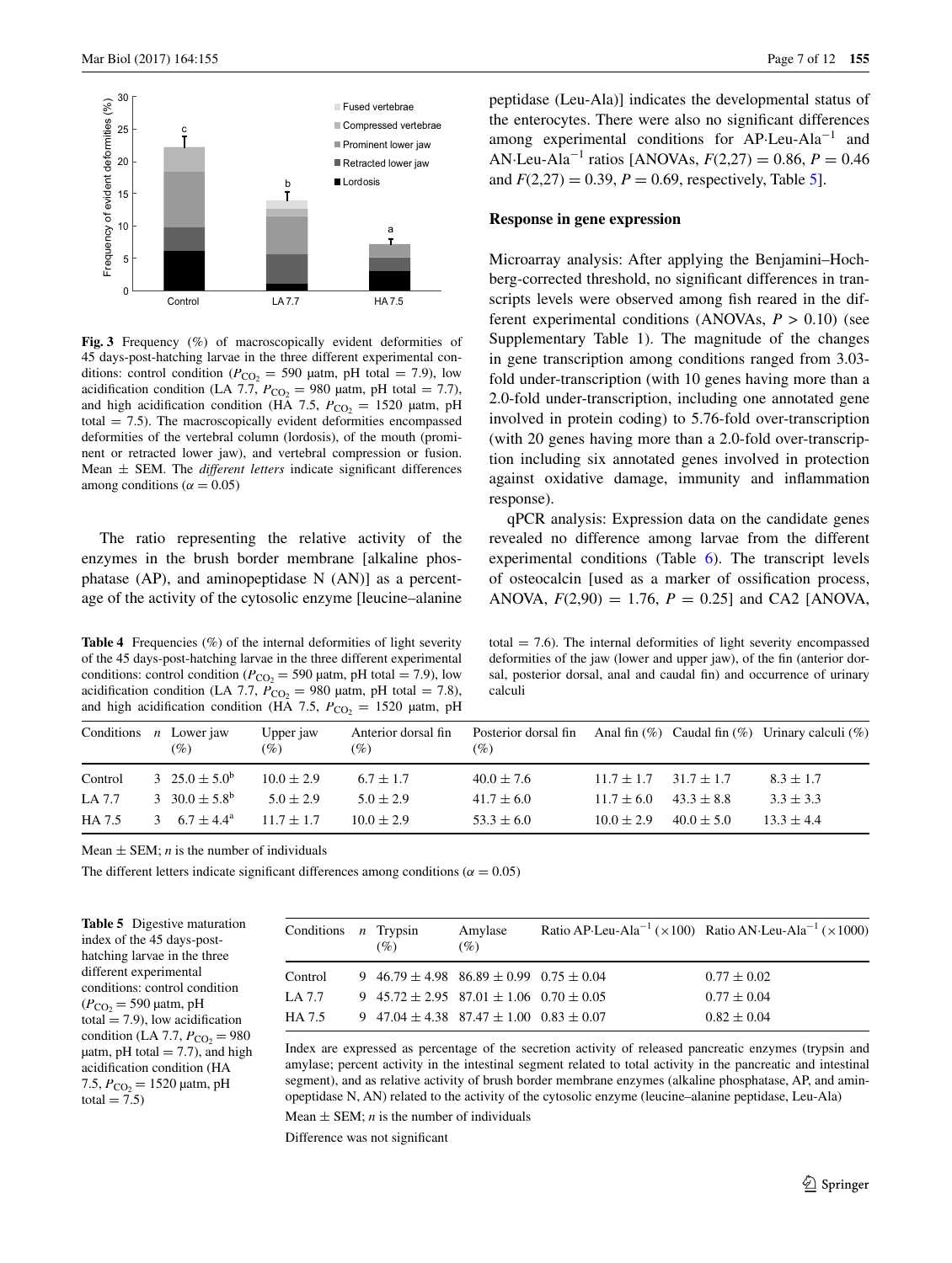**Fig. 3** Frequency (%) of macroscopically evident deformities of 45 days-post-hatching larvae in the three different experimental conditions: control condition ($P_{CO_2}$ = 590 µatm, pH total = 7.9), low acidification condition (LA 7.7, $P_{CO_2}$ = 980 µatm, pH total = 7.7), and high acidification condition (HA 7.5, $P_{CO_2}$ = 1520 µatm, pH total = 7.5). The macroscopically evident deformities encompassed deformities of the vertebral column (lordosis), of the mouth (prominent or retracted lower jaw), and vertebral compression or fusion. Mean ± SEM. The *different letters* indicate significant differences among conditions (α = 0.05)

The ratio representing the relative activity of the enzymes in the brush border membrane [alkaline phosphatase (AP), and aminopeptidase N (AN)] as a percentage of the activity of the cytosolic enzyme [leucine–alanine peptidase (Leu-Ala)] indicates the developmental status of the enterocytes. There were also no significant differences among experimental conditions for AP·Leu-Ala$^{-1}$ and AN·Leu-Ala$^{-1}$ ratios [ANOVAs, $F(2,27) = 0.86$, $P = 0.46$ and $F(2,27) = 0.39$, $P = 0.69$, respectively, Table 5].

### Response in gene expression

Microarray analysis: After applying the Benjamini–Hochberg-corrected threshold, no significant differences in transcripts levels were observed among fish reared in the different experimental conditions (ANOVAs, $P > 0.10$) (see Supplementary Table 1). The magnitude of the changes in gene transcription among conditions ranged from 3.03-fold under-transcription (with 10 genes having more than a 2.0-fold under-transcription, including one annotated gene involved in protein coding) to 5.76-fold over-transcription (with 20 genes having more than a 2.0-fold over-transcription including six annotated genes involved in protection against oxidative damage, immunity and inflammation response).

qPCR analysis: Expression data on the candidate genes revealed no difference among larvae from the different experimental conditions (Table 6). The transcript levels of osteocalcin [used as a marker of ossification process, ANOVA, $F(2,90) = 1.76$, $P = 0.25$] and CA2 [ANOVA,

**Table 4** Frequencies (%) of the internal deformities of light severity of the 45 days-post-hatching larvae in the three different experimental conditions: control condition ($P_{CO_2}$ = 590 µatm, pH total = 7.9), low acidification condition (LA 7.7, $P_{CO_2}$ = 980 µatm, pH total = 7.8), and high acidification condition (HA 7.5, $P_{CO_2}$ = 1520 µatm, pH total = 7.6). The internal deformities of light severity encompassed deformities of the jaw (lower and upper jaw), of the fin (anterior dorsal, posterior dorsal, anal and caudal fin) and occurrence of urinary calculi

| Conditions | *n* | Lower jaw (%) | Upper jaw (%) | Anterior dorsal fin (%) | Posterior dorsal fin (%) | Anal fin (%) | Caudal fin (%) | Urinary calculi (%) |
|---|---|---|---|---|---|---|---|---|
| Control | 3 | 25.0 ± 5.0[b] | 10.0 ± 2.9 | 6.7 ± 1.7 | 40.0 ± 7.6 | 11.7 ± 1.7 | 31.7 ± 1.7 | 8.3 ± 1.7 |
| LA 7.7 | 3 | 30.0 ± 5.8[b] | 5.0 ± 2.9 | 5.0 ± 2.9 | 41.7 ± 6.0 | 11.7 ± 6.0 | 43.3 ± 8.8 | 3.3 ± 3.3 |
| HA 7.5 | 3 | 6.7 ± 4.4[a] | 11.7 ± 1.7 | 10.0 ± 2.9 | 53.3 ± 6.0 | 10.0 ± 2.9 | 40.0 ± 5.0 | 13.3 ± 4.4 |

Mean ± SEM; *n* is the number of individuals

The different letters indicate significant differences among conditions (α = 0.05)

**Table 5** Digestive maturation index of the 45 days-post-hatching larvae in the three different experimental conditions: control condition ($P_{CO_2}$ = 590 µatm, pH total = 7.9), low acidification condition (LA 7.7, $P_{CO_2}$ = 980 µatm, pH total = 7.7), and high acidification condition (HA 7.5, $P_{CO_2}$ = 1520 µatm, pH total = 7.5)

| Conditions | *n* | Trypsin (%) | Amylase (%) | Ratio AP·Leu-Ala$^{-1}$ (×100) | Ratio AN·Leu-Ala$^{-1}$ (×1000) |
|---|---|---|---|---|---|
| Control | 9 | 46.79 ± 4.98 | 86.89 ± 0.99 | 0.75 ± 0.04 | 0.77 ± 0.02 |
| LA 7.7 | 9 | 45.72 ± 2.95 | 87.01 ± 1.06 | 0.70 ± 0.05 | 0.77 ± 0.04 |
| HA 7.5 | 9 | 47.04 ± 4.38 | 87.47 ± 1.00 | 0.83 ± 0.07 | 0.82 ± 0.04 |

Index are expressed as percentage of the secretion activity of released pancreatic enzymes (trypsin and amylase; percent activity in the intestinal segment related to total activity in the pancreatic and intestinal segment), and as relative activity of brush border membrane enzymes (alkaline phosphatase, AP, and aminopeptidase N, AN) related to the activity of the cytosolic enzyme (leucine–alanine peptidase, Leu-Ala)

Mean ± SEM; *n* is the number of individuals

Difference was not significant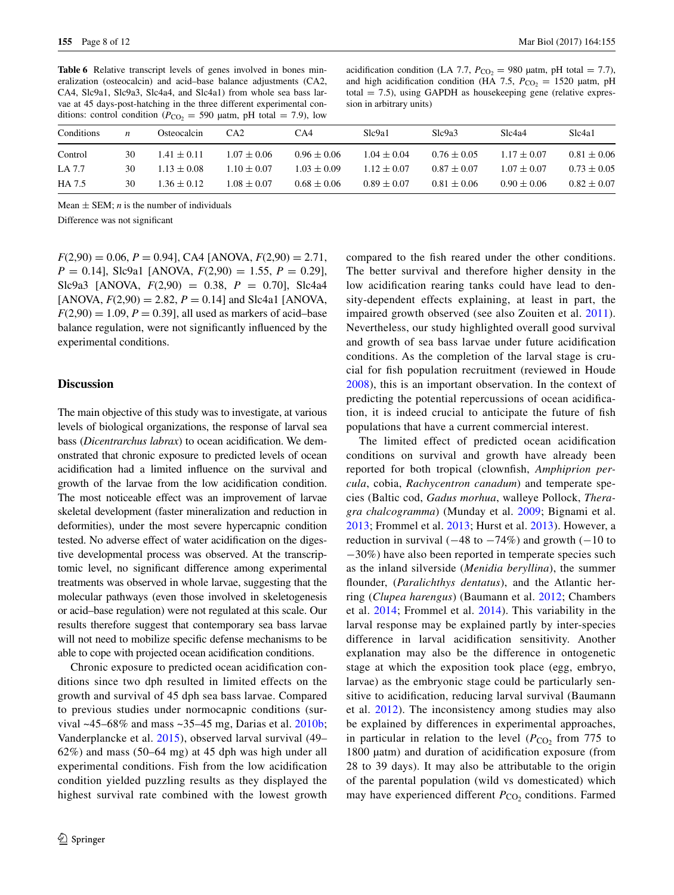**Table 6** Relative transcript levels of genes involved in bones mineralization (osteocalcin) and acid–base balance adjustments (CA2, CA4, Slc9a1, Slc9a3, Slc4a4, and Slc4a1) from whole sea bass larvae at 45 days-post-hatching in the three different experimental conditions: control condition ($P_{CO_2}$ = 590 µatm, pH total = 7.9), low acidification condition (LA 7.7, $P_{CO_2}$ = 980 µatm, pH total = 7.7), and high acidification condition (HA 7.5, $P_{CO_2}$ = 1520 µatm, pH total = 7.5), using GAPDH as housekeeping gene (relative expression in arbitrary units)

| Conditions | *n* | Osteocalcin | CA2 | CA4 | Slc9a1 | Slc9a3 | Slc4a4 | Slc4a1 |
|---|---|---|---|---|---|---|---|---|
| Control | 30 | 1.41 ± 0.11 | 1.07 ± 0.06 | 0.96 ± 0.06 | 1.04 ± 0.04 | 0.76 ± 0.05 | 1.17 ± 0.07 | 0.81 ± 0.06 |
| LA 7.7 | 30 | 1.13 ± 0.08 | 1.10 ± 0.07 | 1.03 ± 0.09 | 1.12 ± 0.07 | 0.87 ± 0.07 | 1.07 ± 0.07 | 0.73 ± 0.05 |
| HA 7.5 | 30 | 1.36 ± 0.12 | 1.08 ± 0.07 | 0.68 ± 0.06 | 0.89 ± 0.07 | 0.81 ± 0.06 | 0.90 ± 0.06 | 0.82 ± 0.07 |

Mean ± SEM; *n* is the number of individuals

Difference was not significant

$F(2,90) = 0.06$, $P = 0.94$], CA4 [ANOVA, $F(2,90) = 2.71$, $P = 0.14$], Slc9a1 [ANOVA, $F(2,90) = 1.55$, $P = 0.29$], Slc9a3 [ANOVA, $F(2,90) = 0.38$, $P = 0.70$], Slc4a4 [ANOVA, $F(2,90) = 2.82$, $P = 0.14$] and Slc4a1 [ANOVA, $F(2,90) = 1.09$, $P = 0.39$], all used as markers of acid–base balance regulation, were not significantly influenced by the experimental conditions.

## Discussion

The main objective of this study was to investigate, at various levels of biological organizations, the response of larval sea bass (*Dicentrarchus labrax*) to ocean acidification. We demonstrated that chronic exposure to predicted levels of ocean acidification had a limited influence on the survival and growth of the larvae from the low acidification condition. The most noticeable effect was an improvement of larvae skeletal development (faster mineralization and reduction in deformities), under the most severe hypercapnic condition tested. No adverse effect of water acidification on the digestive developmental process was observed. At the transcriptomic level, no significant difference among experimental treatments was observed in whole larvae, suggesting that the molecular pathways (even those involved in skeletogenesis or acid–base regulation) were not regulated at this scale. Our results therefore suggest that contemporary sea bass larvae will not need to mobilize specific defense mechanisms to be able to cope with projected ocean acidification conditions.

Chronic exposure to predicted ocean acidification conditions since two dph resulted in limited effects on the growth and survival of 45 dph sea bass larvae. Compared to previous studies under normocapnic conditions (survival ~45–68% and mass ~35–45 mg, Darias et al. 2010b; Vanderplancke et al. 2015), observed larval survival (49–62%) and mass (50–64 mg) at 45 dph was high under all experimental conditions. Fish from the low acidification condition yielded puzzling results as they displayed the highest survival rate combined with the lowest growth compared to the fish reared under the other conditions. The better survival and therefore higher density in the low acidification rearing tanks could have lead to density-dependent effects explaining, at least in part, the impaired growth observed (see also Zouiten et al. 2011). Nevertheless, our study highlighted overall good survival and growth of sea bass larvae under future acidification conditions. As the completion of the larval stage is crucial for fish population recruitment (reviewed in Houde 2008), this is an important observation. In the context of predicting the potential repercussions of ocean acidification, it is indeed crucial to anticipate the future of fish populations that have a current commercial interest.

The limited effect of predicted ocean acidification conditions on survival and growth have already been reported for both tropical (clownfish, *Amphiprion percula*, cobia, *Rachycentron canadum*) and temperate species (Baltic cod, *Gadus morhua*, walleye Pollock, *Theragra chalcogramma*) (Munday et al. 2009; Bignami et al. 2013; Frommel et al. 2013; Hurst et al. 2013). However, a reduction in survival (−48 to −74%) and growth (−10 to −30%) have also been reported in temperate species such as the inland silverside (*Menidia beryllina*), the summer flounder, (*Paralichthys dentatus*), and the Atlantic herring (*Clupea harengus*) (Baumann et al. 2012; Chambers et al. 2014; Frommel et al. 2014). This variability in the larval response may be explained partly by inter-species difference in larval acidification sensitivity. Another explanation may also be the difference in ontogenetic stage at which the exposition took place (egg, embryo, larvae) as the embryonic stage could be particularly sensitive to acidification, reducing larval survival (Baumann et al. 2012). The inconsistency among studies may also be explained by differences in experimental approaches, in particular in relation to the level ($P_{CO_2}$ from 775 to 1800 µatm) and duration of acidification exposure (from 28 to 39 days). It may also be attributable to the origin of the parental population (wild vs domesticated) which may have experienced different $P_{CO_2}$ conditions. Farmed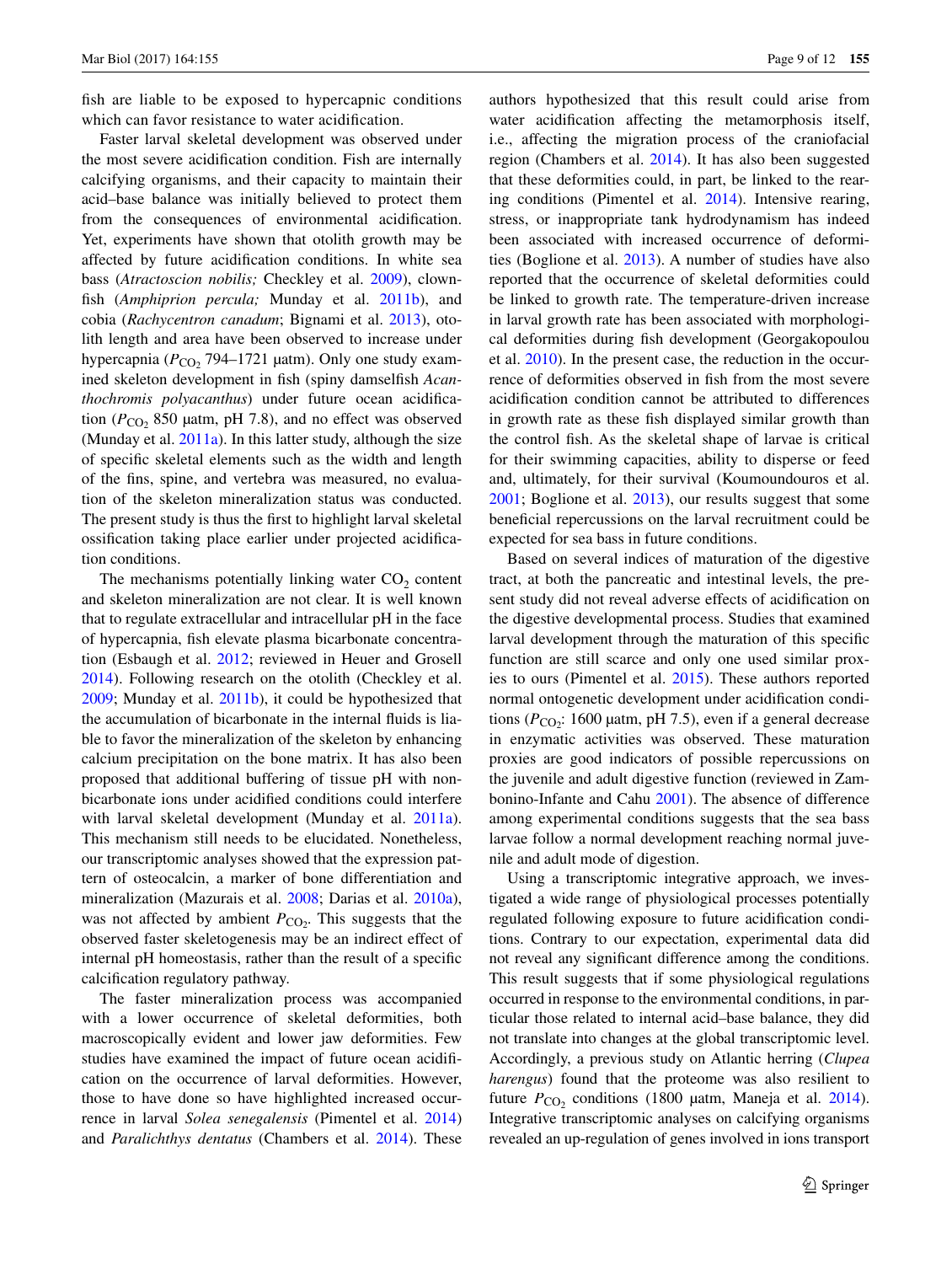fish are liable to be exposed to hypercapnic conditions which can favor resistance to water acidification.

Faster larval skeletal development was observed under the most severe acidification condition. Fish are internally calcifying organisms, and their capacity to maintain their acid–base balance was initially believed to protect them from the consequences of environmental acidification. Yet, experiments have shown that otolith growth may be affected by future acidification conditions. In white sea bass (*Atractoscion nobilis;* Checkley et al. 2009), clownfish (*Amphiprion percula;* Munday et al. 2011b), and cobia (*Rachycentron canadum*; Bignami et al. 2013), otolith length and area have been observed to increase under hypercapnia ($P_{CO_2}$ 794–1721 µatm). Only one study examined skeleton development in fish (spiny damselfish *Acanthochromis polyacanthus*) under future ocean acidification ($P_{CO_2}$ 850 µatm, pH 7.8), and no effect was observed (Munday et al. 2011a). In this latter study, although the size of specific skeletal elements such as the width and length of the fins, spine, and vertebra was measured, no evaluation of the skeleton mineralization status was conducted. The present study is thus the first to highlight larval skeletal ossification taking place earlier under projected acidification conditions.

The mechanisms potentially linking water $CO_2$ content and skeleton mineralization are not clear. It is well known that to regulate extracellular and intracellular pH in the face of hypercapnia, fish elevate plasma bicarbonate concentration (Esbaugh et al. 2012; reviewed in Heuer and Grosell 2014). Following research on the otolith (Checkley et al. 2009; Munday et al. 2011b), it could be hypothesized that the accumulation of bicarbonate in the internal fluids is liable to favor the mineralization of the skeleton by enhancing calcium precipitation on the bone matrix. It has also been proposed that additional buffering of tissue pH with non-bicarbonate ions under acidified conditions could interfere with larval skeletal development (Munday et al. 2011a). This mechanism still needs to be elucidated. Nonetheless, our transcriptomic analyses showed that the expression pattern of osteocalcin, a marker of bone differentiation and mineralization (Mazurais et al. 2008; Darias et al. 2010a), was not affected by ambient $P_{CO_2}$. This suggests that the observed faster skeletogenesis may be an indirect effect of internal pH homeostasis, rather than the result of a specific calcification regulatory pathway.

The faster mineralization process was accompanied with a lower occurrence of skeletal deformities, both macroscopically evident and lower jaw deformities. Few studies have examined the impact of future ocean acidification on the occurrence of larval deformities. However, those to have done so have highlighted increased occurrence in larval *Solea senegalensis* (Pimentel et al. 2014) and *Paralichthys dentatus* (Chambers et al. 2014). These authors hypothesized that this result could arise from water acidification affecting the metamorphosis itself, i.e., affecting the migration process of the craniofacial region (Chambers et al. 2014). It has also been suggested that these deformities could, in part, be linked to the rearing conditions (Pimentel et al. 2014). Intensive rearing, stress, or inappropriate tank hydrodynamism has indeed been associated with increased occurrence of deformities (Boglione et al. 2013). A number of studies have also reported that the occurrence of skeletal deformities could be linked to growth rate. The temperature-driven increase in larval growth rate has been associated with morphological deformities during fish development (Georgakopoulou et al. 2010). In the present case, the reduction in the occurrence of deformities observed in fish from the most severe acidification condition cannot be attributed to differences in growth rate as these fish displayed similar growth than the control fish. As the skeletal shape of larvae is critical for their swimming capacities, ability to disperse or feed and, ultimately, for their survival (Koumoundouros et al. 2001; Boglione et al. 2013), our results suggest that some beneficial repercussions on the larval recruitment could be expected for sea bass in future conditions.

Based on several indices of maturation of the digestive tract, at both the pancreatic and intestinal levels, the present study did not reveal adverse effects of acidification on the digestive developmental process. Studies that examined larval development through the maturation of this specific function are still scarce and only one used similar proxies to ours (Pimentel et al. 2015). These authors reported normal ontogenetic development under acidification conditions ($P_{CO_2}$: 1600 µatm, pH 7.5), even if a general decrease in enzymatic activities was observed. These maturation proxies are good indicators of possible repercussions on the juvenile and adult digestive function (reviewed in Zambonino-Infante and Cahu 2001). The absence of difference among experimental conditions suggests that the sea bass larvae follow a normal development reaching normal juvenile and adult mode of digestion.

Using a transcriptomic integrative approach, we investigated a wide range of physiological processes potentially regulated following exposure to future acidification conditions. Contrary to our expectation, experimental data did not reveal any significant difference among the conditions. This result suggests that if some physiological regulations occurred in response to the environmental conditions, in particular those related to internal acid–base balance, they did not translate into changes at the global transcriptomic level. Accordingly, a previous study on Atlantic herring (*Clupea harengus*) found that the proteome was also resilient to future $P_{CO_2}$ conditions (1800 µatm, Maneja et al. 2014). Integrative transcriptomic analyses on calcifying organisms revealed an up-regulation of genes involved in ions transport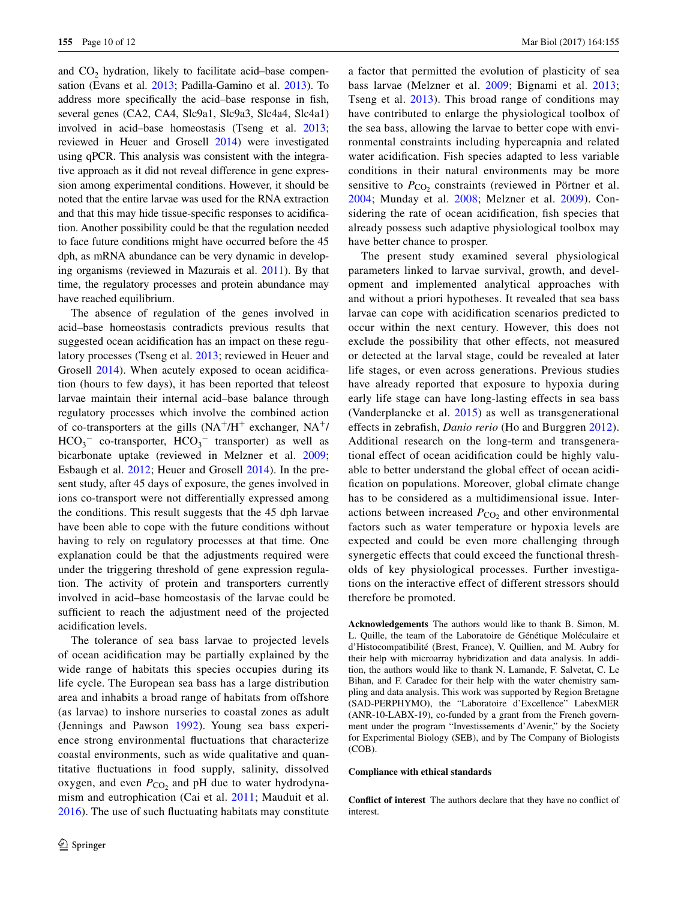and $CO_2$ hydration, likely to facilitate acid–base compensation (Evans et al. 2013; Padilla-Gamino et al. 2013). To address more specifically the acid–base response in fish, several genes (CA2, CA4, Slc9a1, Slc9a3, Slc4a4, Slc4a1) involved in acid–base homeostasis (Tseng et al. 2013; reviewed in Heuer and Grosell 2014) were investigated using qPCR. This analysis was consistent with the integrative approach as it did not reveal difference in gene expression among experimental conditions. However, it should be noted that the entire larvae was used for the RNA extraction and that this may hide tissue-specific responses to acidification. Another possibility could be that the regulation needed to face future conditions might have occurred before the 45 dph, as mRNA abundance can be very dynamic in developing organisms (reviewed in Mazurais et al. 2011). By that time, the regulatory processes and protein abundance may have reached equilibrium.

The absence of regulation of the genes involved in acid–base homeostasis contradicts previous results that suggested ocean acidification has an impact on these regulatory processes (Tseng et al. 2013; reviewed in Heuer and Grosell 2014). When acutely exposed to ocean acidification (hours to few days), it has been reported that teleost larvae maintain their internal acid–base balance through regulatory processes which involve the combined action of co-transporters at the gills ($NA^+/H^+$ exchanger, $NA^+/HCO_3^-$ co-transporter, $HCO_3^-$ transporter) as well as bicarbonate uptake (reviewed in Melzner et al. 2009; Esbaugh et al. 2012; Heuer and Grosell 2014). In the present study, after 45 days of exposure, the genes involved in ions co-transport were not differentially expressed among the conditions. This result suggests that the 45 dph larvae have been able to cope with the future conditions without having to rely on regulatory processes at that time. One explanation could be that the adjustments required were under the triggering threshold of gene expression regulation. The activity of protein and transporters currently involved in acid–base homeostasis of the larvae could be sufficient to reach the adjustment need of the projected acidification levels.

The tolerance of sea bass larvae to projected levels of ocean acidification may be partially explained by the wide range of habitats this species occupies during its life cycle. The European sea bass has a large distribution area and inhabits a broad range of habitats from offshore (as larvae) to inshore nurseries to coastal zones as adult (Jennings and Pawson 1992). Young sea bass experience strong environmental fluctuations that characterize coastal environments, such as wide qualitative and quantitative fluctuations in food supply, salinity, dissolved oxygen, and even $P_{CO_2}$ and pH due to water hydrodynamism and eutrophication (Cai et al. 2011; Mauduit et al. 2016). The use of such fluctuating habitats may constitute a factor that permitted the evolution of plasticity of sea bass larvae (Melzner et al. 2009; Bignami et al. 2013; Tseng et al. 2013). This broad range of conditions may have contributed to enlarge the physiological toolbox of the sea bass, allowing the larvae to better cope with environmental constraints including hypercapnia and related water acidification. Fish species adapted to less variable conditions in their natural environments may be more sensitive to $P_{CO_2}$ constraints (reviewed in Pörtner et al. 2004; Munday et al. 2008; Melzner et al. 2009). Considering the rate of ocean acidification, fish species that already possess such adaptive physiological toolbox may have better chance to prosper.

The present study examined several physiological parameters linked to larvae survival, growth, and development and implemented analytical approaches with and without a priori hypotheses. It revealed that sea bass larvae can cope with acidification scenarios predicted to occur within the next century. However, this does not exclude the possibility that other effects, not measured or detected at the larval stage, could be revealed at later life stages, or even across generations. Previous studies have already reported that exposure to hypoxia during early life stage can have long-lasting effects in sea bass (Vanderplancke et al. 2015) as well as transgenerational effects in zebrafish, *Danio rerio* (Ho and Burggren 2012). Additional research on the long-term and transgenerational effect of ocean acidification could be highly valuable to better understand the global effect of ocean acidification on populations. Moreover, global climate change has to be considered as a multidimensional issue. Interactions between increased $P_{CO_2}$ and other environmental factors such as water temperature or hypoxia levels are expected and could be even more challenging through synergetic effects that could exceed the functional thresholds of key physiological processes. Further investigations on the interactive effect of different stressors should therefore be promoted.

**Acknowledgements** The authors would like to thank B. Simon, M. L. Quille, the team of the Laboratoire de Génétique Moléculaire et d'Histocompatibilité (Brest, France), V. Quillien, and M. Aubry for their help with microarray hybridization and data analysis. In addition, the authors would like to thank N. Lamande, F. Salvetat, C. Le Bihan, and F. Caradec for their help with the water chemistry sampling and data analysis. This work was supported by Region Bretagne (SAD-PERPHYMO), the "Laboratoire d'Excellence" LabexMER (ANR-10-LABX-19), co-funded by a grant from the French government under the program "Investissements d'Avenir," by the Society for Experimental Biology (SEB), and by The Company of Biologists (COB).

**Compliance with ethical standards**

**Conflict of interest** The authors declare that they have no conflict of interest.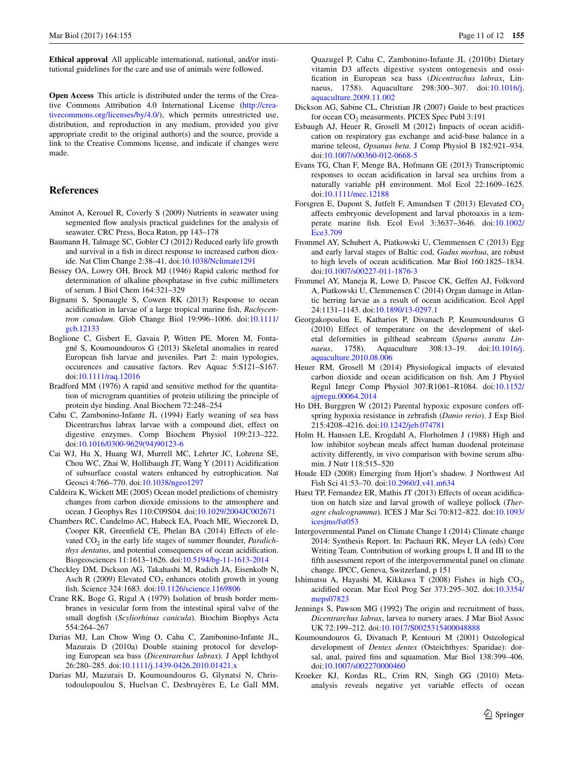**Ethical approval** All applicable international, national, and/or institutional guidelines for the care and use of animals were followed.

**Open Access** This article is distributed under the terms of the Creative Commons Attribution 4.0 International License (http://creativecommons.org/licenses/by/4.0/), which permits unrestricted use, distribution, and reproduction in any medium, provided you give appropriate credit to the original author(s) and the source, provide a link to the Creative Commons license, and indicate if changes were made.

## References

Aminot A, Kerouel R, Coverly S (2009) Nutrients in seawater using segmented flow analysis practical guidelines for the analysis of seawater. CRC Press, Boca Raton, pp 143–178

Baumann H, Talmage SC, Gobler CJ (2012) Reduced early life growth and survival in a fish in direct response to increased carbon dioxide. Nat Clim Change 2:38–41. doi:10.1038/Nclimate1291

Bessey OA, Lowry OH, Brock MJ (1946) Rapid caloric method for determination of alkaline phosphatase in five cubic millimeters of serum. J Biol Chem 164:321–329

Bignami S, Sponaugle S, Cowen RK (2013) Response to ocean acidification in larvae of a large tropical marine fish, *Rachycentron canadum*. Glob Change Biol 19:996–1006. doi:10.1111/gcb.12133

Boglione C, Gisbert E, Gavaia P, Witten PE, Moren M, Fontagné S, Koumoundouros G (2013) Skeletal anomalies in reared European fish larvae and juveniles. Part 2: main typologies, occurences and causative factors. Rev Aquac 5:S121–S167. doi:10.1111/raq.12016

Bradford MM (1976) A rapid and sensitive method for the quantitation of microgram quantities of protein utilizing the principle of protein dye binding. Anal Biochem 72:248–254

Cahu C, Zambonino-Infante JL (1994) Early weaning of sea bass Dicentrarchus labrax larvae with a compound diet, effect on digestive enzymes. Comp Biochem Physiol 109:213–222. doi:10.1016/0300-9629(94)90123-6

Cai WJ, Hu X, Huang WJ, Murrell MC, Lehrter JC, Lohrenz SE, Chou WC, Zhai W, Hollibaugh JT, Wang Y (2011) Acidification of subsurface coastal waters enhanced by eutrophication. Nat Geosci 4:766–770. doi:10.1038/ngeo1297

Caldeira K, Wickett ME (2005) Ocean model predictions of chemistry changes from carbon dioxide emissions to the atmosphere and ocean. J Geophys Res 110:C09S04. doi:10.1029/2004JC002671

Chambers RC, Candelmo AC, Habeck EA, Poach ME, Wieczorek D, Cooper KR, Greenfield CE, Phelan BA (2014) Effects of elevated $CO_2$ in the early life stages of summer flounder, *Paralichthys dentatus*, and potential consequences of ocean acidification. Biogeosciences 11:1613–1626. doi:10.5194/bg-11-1613-2014

Checkley DM, Dickson AG, Takahashi M, Radich JA, Eisenkolb N, Asch R (2009) Elevated $CO_2$ enhances otolith growth in young fish. Science 324:1683. doi:10.1126/science.1169806

Crane RK, Boge G, Rigal A (1979) Isolation of brush border membranes in vesicular form from the intestinal spiral valve of the small dogfish (*Scyliorhinus canicula*). Biochim Biophys Acta 554:264–267

Darias MJ, Lan Chow Wing O, Cahu C, Zambonino-Infante JL, Mazurais D (2010a) Double staining protocol for developing European sea bass (*Dicentrarchus labrax*). J Appl Ichthyol 26:280–285. doi:10.1111/j.1439-0426.2010.01421.x

Darias MJ, Mazurais D, Koumoundouros G, Glynatsi N, Christodoulopoulou S, Huelvan C, Desbruyères E, Le Gall MM, Quazugel P, Cahu C, Zambonino-Infante JL (2010b) Dietary vitamin D3 affects digestive system ontogenesis and ossification in European sea bass (*Dicentrachus labrax*, Linnaeus, 1758). Aquaculture 298:300–307. doi:10.1016/j.aquaculture.2009.11.002

Dickson AG, Sabine CL, Christian JR (2007) Guide to best practices for ocean $CO_2$ measurments. PICES Spec Publ 3:191

Esbaugh AJ, Heuer R, Grosell M (2012) Impacts of ocean acidification on respiratory gas exchange and acid-base balance in a marine teleost, *Opsanus beta*. J Comp Physiol B 182:921–934. doi:10.1007/s00360-012-0668-5

Evans TG, Chan F, Menge BA, Hofmann GE (2013) Transcriptomic responses to ocean acidification in larval sea urchins from a naturally variable pH environment. Mol Ecol 22:1609–1625. doi:10.1111/mec.12188

Forsgren E, Dupont S, Jutfelt F, Amundsen T (2013) Elevated $CO_2$ affects embryonic development and larval photoaxis in a temperate marine fish. Ecol Evol 3:3637–3646. doi:10.1002/Ece3.709

Frommel AY, Schubert A, Piatkowski U, Clemmensen C (2013) Egg and early larval stages of Baltic cod, *Gadus morhua*, are robust to high levels of ocean acidification. Mar Biol 160:1825–1834. doi:10.1007/s00227-011-1876-3

Frommel AY, Maneja R, Lowe D, Pascoe CK, Geffen AJ, Folkvord A, Piatkowski U, Clemmensen C (2014) Organ damage in Atlantic herring larvae as a result of ocean acidification. Ecol Appl 24:1131–1143. doi:10.1890/13-0297.1

Georgakopoulou E, Katharios P, Divanach P, Koumoundouros G (2010) Effect of temperature on the development of skeletal deformities in gilthead seabream (*Sparus aurata Linnaeus*, 1758). Aquaculture 308:13–19. doi:10.1016/j.aquaculture.2010.08.006

Heuer RM, Grosell M (2014) Physiological impacts of elevated carbon dioxide and ocean acidification on fish. Am J Physiol Regul Integr Comp Physiol 307:R1061–R1084. doi:10.1152/ajpregu.00064.2014

Ho DH, Burggren W (2012) Parental hypoxic exposure confers offspring hypoxia resistance in zebrafish (*Danio rerio*). J Exp Biol 215:4208–4216. doi:10.1242/jeb.074781

Holm H, Hanssen LE, Krogdahl A, Florholmen J (1988) High and low inhibitor soybean meals affect human duodenal proteinase activity differently, in vivo comparison with bovine serum albumin. J Nutr 118:515–520

Houde ED (2008) Emerging from Hjort's shadow. J Northwest Atl Fish Sci 41:53–70. doi:10.2960/J.v41.m634

Hurst TP, Fernandez ER, Mathis JT (2013) Effects of ocean acidification on hatch size and larval growth of walleye pollock (*Theragre chalcogramma*). ICES J Mar Sci 70:812–822. doi:10.1093/icesjms/fst053

Intergovernmental Panel on Climate Change I (2014) Climate change 2014: Synthesis Report. In: Pachauri RK, Meyer LA (eds) Core Writing Team. Contribution of working groups I, II and III to the fifth assessment report of the intergovernmental panel on climate change. IPCC, Geneva, Switzerland, p 151

Ishimatsu A, Hayashi M, Kikkawa T (2008) Fishes in high $CO_2$, acidified ocean. Mar Ecol Prog Ser 373:295–302. doi:10.3354/meps07823

Jennings S, Pawson MG (1992) The origin and recruitment of bass, *Dicentrarchus labrax*, larva to nursery araes. J Mar Biol Assoc UK 72:199–212. doi:10.1017/S0025315400048888

Koumoundouros G, Divanach P, Kentouri M (2001) Osteological development of *Dentex dentex* (Osteichthyes: Sparidae): dorsal, anal, paired fins and squamation. Mar Biol 138:399–406. doi:10.1007/s002270000460

Kroeker KJ, Kordas RL, Crim RN, Singh GG (2010) Meta-analysis reveals negative yet variable effects of ocean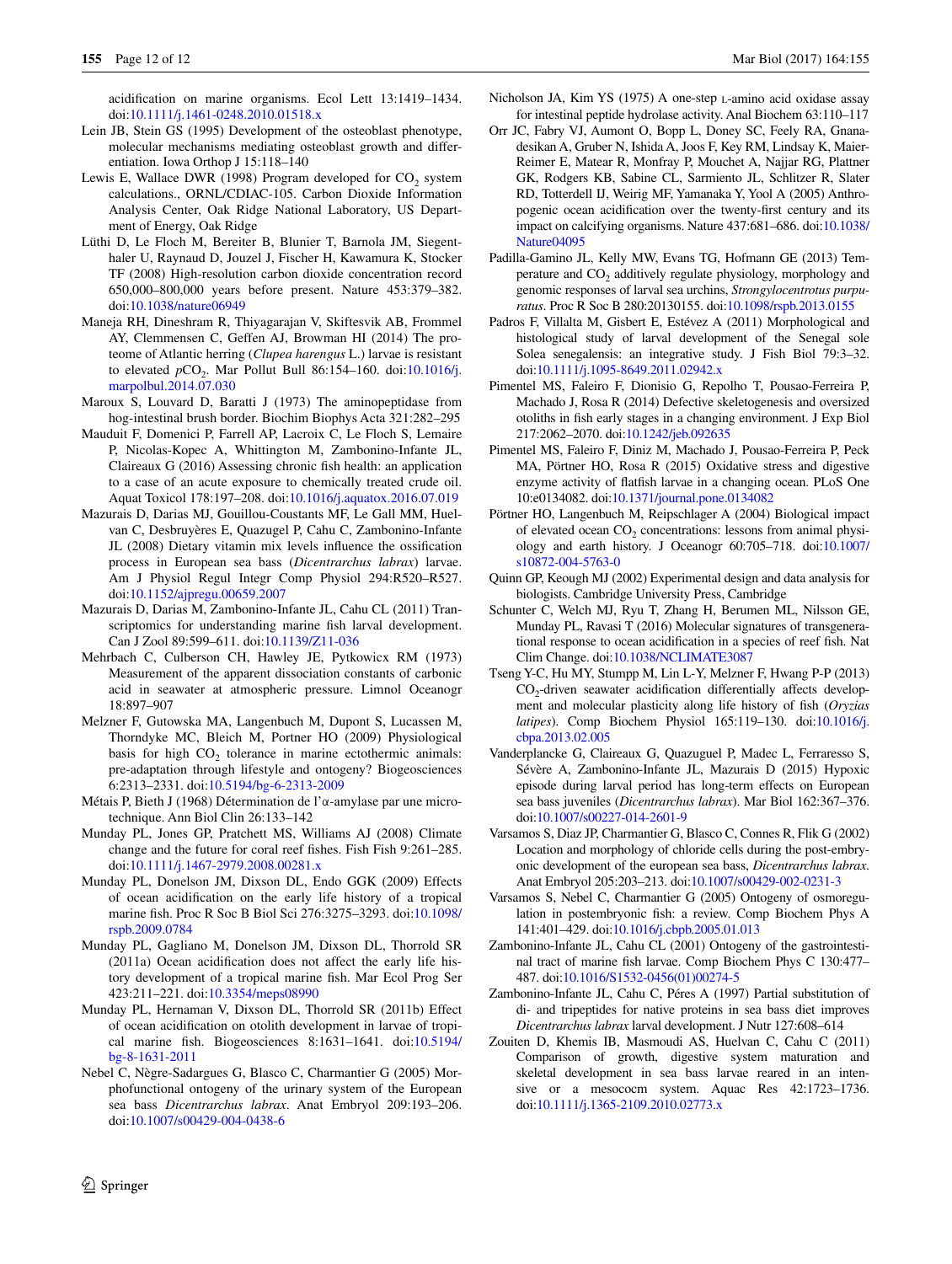acidification on marine organisms. Ecol Lett 13:1419–1434. doi:10.1111/j.1461-0248.2010.01518.x

Lein JB, Stein GS (1995) Development of the osteoblast phenotype, molecular mechanisms mediating osteoblast growth and differentiation. Iowa Orthop J 15:118–140

Lewis E, Wallace DWR (1998) Program developed for $CO_2$ system calculations., ORNL/CDIAC-105. Carbon Dioxide Information Analysis Center, Oak Ridge National Laboratory, US Department of Energy, Oak Ridge

Lüthi D, Le Floch M, Bereiter B, Blunier T, Barnola JM, Siegenthaler U, Raynaud D, Jouzel J, Fischer H, Kawamura K, Stocker TF (2008) High-resolution carbon dioxide concentration record 650,000–800,000 years before present. Nature 453:379–382. doi:10.1038/nature06949

Maneja RH, Dineshram R, Thiyagarajan V, Skiftesvik AB, Frommel AY, Clemmensen C, Geffen AJ, Browman HI (2014) The proteome of Atlantic herring (*Clupea harengus* L.) larvae is resistant to elevated $pCO_2$. Mar Pollut Bull 86:154–160. doi:10.1016/j.marpolbul.2014.07.030

Maroux S, Louvard D, Baratti J (1973) The aminopeptidase from hog-intestinal brush border. Biochim Biophys Acta 321:282–295

Mauduit F, Domenici P, Farrell AP, Lacroix C, Le Floch S, Lemaire P, Nicolas-Kopec A, Whittington M, Zambonino-Infante JL, Claireaux G (2016) Assessing chronic fish health: an application to a case of an acute exposure to chemically treated crude oil. Aquat Toxicol 178:197–208. doi:10.1016/j.aquatox.2016.07.019

Mazurais D, Darias MJ, Gouillou-Coustants MF, Le Gall MM, Huelvan C, Desbruyères E, Quazugel P, Cahu C, Zambonino-Infante JL (2008) Dietary vitamin mix levels influence the ossification process in European sea bass (*Dicentrarchus labrax*) larvae. Am J Physiol Regul Integr Comp Physiol 294:R520–R527. doi:10.1152/ajpregu.00659.2007

Mazurais D, Darias M, Zambonino-Infante JL, Cahu CL (2011) Transcriptomics for understanding marine fish larval development. Can J Zool 89:599–611. doi:10.1139/Z11-036

Mehrbach C, Culberson CH, Hawley JE, Pytkowicx RM (1973) Measurement of the apparent dissociation constants of carbonic acid in seawater at atmospheric pressure. Limnol Oceanogr 18:897–907

Melzner F, Gutowska MA, Langenbuch M, Dupont S, Lucassen M, Thorndyke MC, Bleich M, Portner HO (2009) Physiological basis for high $CO_2$ tolerance in marine ectothermic animals: pre-adaptation through lifestyle and ontogeny? Biogeosciences 6:2313–2331. doi:10.5194/bg-6-2313-2009

Métais P, Bieth J (1968) Détermination de l'α-amylase par une microtechnique. Ann Biol Clin 26:133–142

Munday PL, Jones GP, Pratchett MS, Williams AJ (2008) Climate change and the future for coral reef fishes. Fish Fish 9:261–285. doi:10.1111/j.1467-2979.2008.00281.x

Munday PL, Donelson JM, Dixson DL, Endo GGK (2009) Effects of ocean acidification on the early life history of a tropical marine fish. Proc R Soc B Biol Sci 276:3275–3293. doi:10.1098/rspb.2009.0784

Munday PL, Gagliano M, Donelson JM, Dixson DL, Thorrold SR (2011a) Ocean acidification does not affect the early life history development of a tropical marine fish. Mar Ecol Prog Ser 423:211–221. doi:10.3354/meps08990

Munday PL, Hernaman V, Dixson DL, Thorrold SR (2011b) Effect of ocean acidification on otolith development in larvae of tropical marine fish. Biogeosciences 8:1631–1641. doi:10.5194/bg-8-1631-2011

Nebel C, Nègre-Sadargues G, Blasco C, Charmantier G (2005) Morphofunctional ontogeny of the urinary system of the European sea bass *Dicentrarchus labrax*. Anat Embryol 209:193–206. doi:10.1007/s00429-004-0438-6

Nicholson JA, Kim YS (1975) A one-step L-amino acid oxidase assay for intestinal peptide hydrolase activity. Anal Biochem 63:110–117

Orr JC, Fabry VJ, Aumont O, Bopp L, Doney SC, Feely RA, Gnanadesikan A, Gruber N, Ishida A, Joos F, Key RM, Lindsay K, Maier-Reimer E, Matear R, Monfray P, Mouchet A, Najjar RG, Plattner GK, Rodgers KB, Sabine CL, Sarmiento JL, Schlitzer R, Slater RD, Totterdell IJ, Weirig MF, Yamanaka Y, Yool A (2005) Anthropogenic ocean acidification over the twenty-first century and its impact on calcifying organisms. Nature 437:681–686. doi:10.1038/Nature04095

Padilla-Gamino JL, Kelly MW, Evans TG, Hofmann GE (2013) Temperature and $CO_2$ additively regulate physiology, morphology and genomic responses of larval sea urchins, *Strongylocentrotus purpuratus*. Proc R Soc B 280:20130155. doi:10.1098/rspb.2013.0155

Padros F, Villalta M, Gisbert E, Estévez A (2011) Morphological and histological study of larval development of the Senegal sole Solea senegalensis: an integrative study. J Fish Biol 79:3–32. doi:10.1111/j.1095-8649.2011.02942.x

Pimentel MS, Faleiro F, Dionisio G, Repolho T, Pousao-Ferreira P, Machado J, Rosa R (2014) Defective skeletogenesis and oversized otoliths in fish early stages in a changing environment. J Exp Biol 217:2062–2070. doi:10.1242/jeb.092635

Pimentel MS, Faleiro F, Diniz M, Machado J, Pousao-Ferreira P, Peck MA, Pörtner HO, Rosa R (2015) Oxidative stress and digestive enzyme activity of flatfish larvae in a changing ocean. PLoS One 10:e0134082. doi:10.1371/journal.pone.0134082

Pörtner HO, Langenbuch M, Reipschlager A (2004) Biological impact of elevated ocean $CO_2$ concentrations: lessons from animal physiology and earth history. J Oceanogr 60:705–718. doi:10.1007/s10872-004-5763-0

Quinn GP, Keough MJ (2002) Experimental design and data analysis for biologists. Cambridge University Press, Cambridge

Schunter C, Welch MJ, Ryu T, Zhang H, Berumen ML, Nilsson GE, Munday PL, Ravasi T (2016) Molecular signatures of transgenerational response to ocean acidification in a species of reef fish. Nat Clim Change. doi:10.1038/NCLIMATE3087

Tseng Y-C, Hu MY, Stumpp M, Lin L-Y, Melzner F, Hwang P-P (2013) $CO_2$-driven seawater acidification differentially affects development and molecular plasticity along life history of fish (*Oryzias latipes*). Comp Biochem Physiol 165:119–130. doi:10.1016/j.cbpa.2013.02.005

Vanderplancke G, Claireaux G, Quazuguel P, Madec L, Ferraresso S, Sévère A, Zambonino-Infante JL, Mazurais D (2015) Hypoxic episode during larval period has long-term effects on European sea bass juveniles (*Dicentrarchus labrax*). Mar Biol 162:367–376. doi:10.1007/s00227-014-2601-9

Varsamos S, Diaz JP, Charmantier G, Blasco C, Connes R, Flik G (2002) Location and morphology of chloride cells during the post-embryonic development of the european sea bass, *Dicentrarchus labrax*. Anat Embryol 205:203–213. doi:10.1007/s00429-002-0231-3

Varsamos S, Nebel C, Charmantier G (2005) Ontogeny of osmoregulation in postembryonic fish: a review. Comp Biochem Phys A 141:401–429. doi:10.1016/j.cbpb.2005.01.013

Zambonino-Infante JL, Cahu CL (2001) Ontogeny of the gastrointestinal tract of marine fish larvae. Comp Biochem Phys C 130:477–487. doi:10.1016/S1532-0456(01)00274-5

Zambonino-Infante JL, Cahu C, Péres A (1997) Partial substitution of di- and tripeptides for native proteins in sea bass diet improves *Dicentrarchus labrax* larval development. J Nutr 127:608–614

Zouiten D, Khemis IB, Masmoudi AS, Huelvan C, Cahu C (2011) Comparison of growth, digestive system maturation and skeletal development in sea bass larvae reared in an intensive or a mesococm system. Aquac Res 42:1723–1736. doi:10.1111/j.1365-2109.2010.02773.x